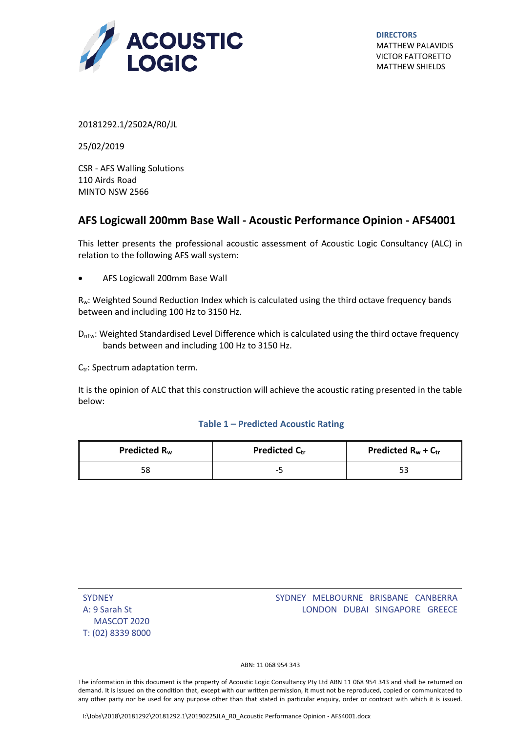ACOUSTIC LOGIC

**DIRECTORS**
MATTHEW PALAVIDIS
VICTOR FATTORETTO
MATTHEW SHIELDS

20181292.1/2502A/R0/JL

25/02/2019

CSR - AFS Walling Solutions
110 Airds Road
MINTO NSW 2566

## AFS Logicwall 200mm Base Wall - Acoustic Performance Opinion - AFS4001

This letter presents the professional acoustic assessment of Acoustic Logic Consultancy (ALC) in relation to the following AFS wall system:

- AFS Logicwall 200mm Base Wall

$R_w$: Weighted Sound Reduction Index which is calculated using the third octave frequency bands between and including 100 Hz to 3150 Hz.

$D_{nTw}$: Weighted Standardised Level Difference which is calculated using the third octave frequency bands between and including 100 Hz to 3150 Hz.

$C_{tr}$: Spectrum adaptation term.

It is the opinion of ALC that this construction will achieve the acoustic rating presented in the table below:

**Table 1 – Predicted Acoustic Rating**

| **Predicted $R_w$** | **Predicted $C_{tr}$** | **Predicted $R_w + C_{tr}$** |
|---|---|---|
| 58 | -5 | 53 |

SYDNEY
A: 9 Sarah St
MASCOT 2020
T: (02) 8339 8000

SYDNEY MELBOURNE BRISBANE CANBERRA
LONDON DUBAI SINGAPORE GREECE

ABN: 11 068 954 343

The information in this document is the property of Acoustic Logic Consultancy Pty Ltd ABN 11 068 954 343 and shall be returned on demand. It is issued on the condition that, except with our written permission, it must not be reproduced, copied or communicated to any other party nor be used for any purpose other than that stated in particular enquiry, order or contract with which it is issued.

I:\Jobs\2018\20181292\20181292.1\20190225JLA_R0_Acoustic Performance Opinion - AFS4001.docx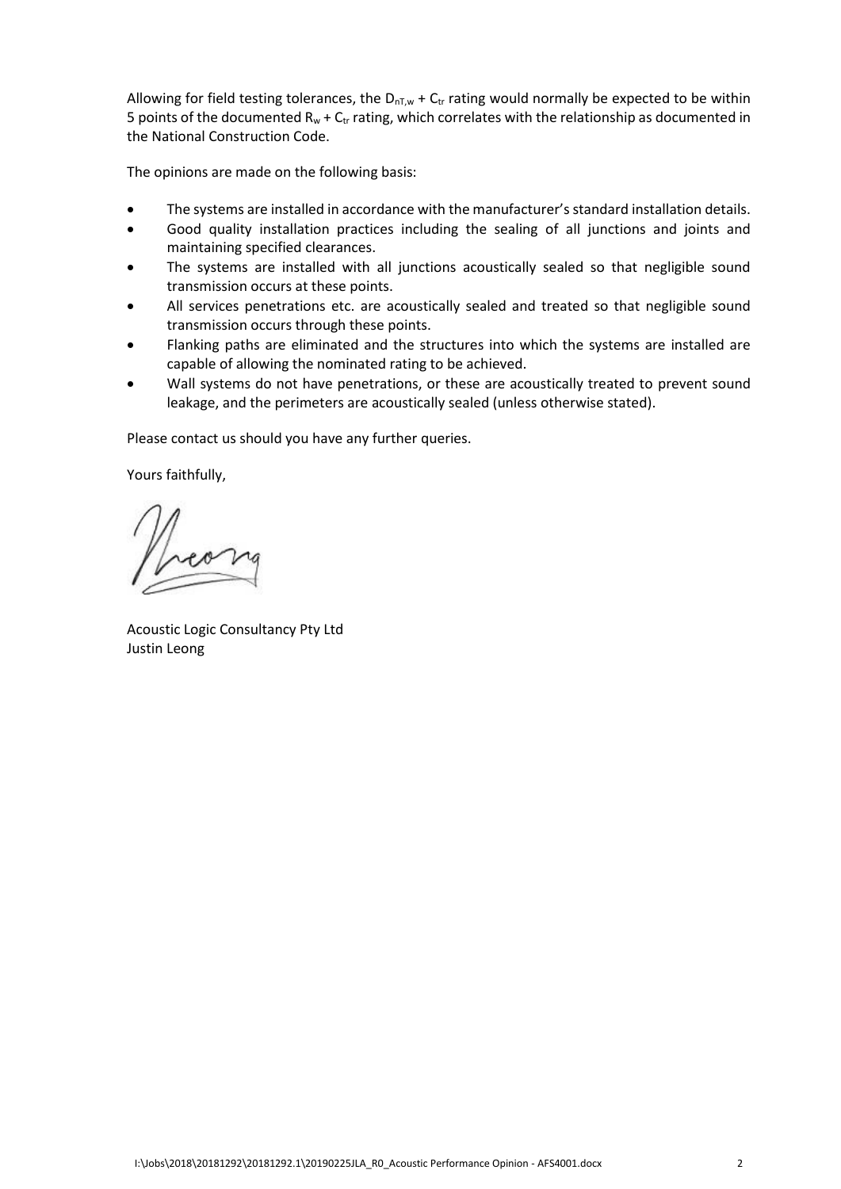Allowing for field testing tolerances, the $D_{nT,w} + C_{tr}$ rating would normally be expected to be within 5 points of the documented $R_w + C_{tr}$ rating, which correlates with the relationship as documented in the National Construction Code.

The opinions are made on the following basis:

- The systems are installed in accordance with the manufacturer's standard installation details.
- Good quality installation practices including the sealing of all junctions and joints and maintaining specified clearances.
- The systems are installed with all junctions acoustically sealed so that negligible sound transmission occurs at these points.
- All services penetrations etc. are acoustically sealed and treated so that negligible sound transmission occurs through these points.
- Flanking paths are eliminated and the structures into which the systems are installed are capable of allowing the nominated rating to be achieved.
- Wall systems do not have penetrations, or these are acoustically treated to prevent sound leakage, and the perimeters are acoustically sealed (unless otherwise stated).

Please contact us should you have any further queries.

Yours faithfully,

Acoustic Logic Consultancy Pty Ltd
Justin Leong